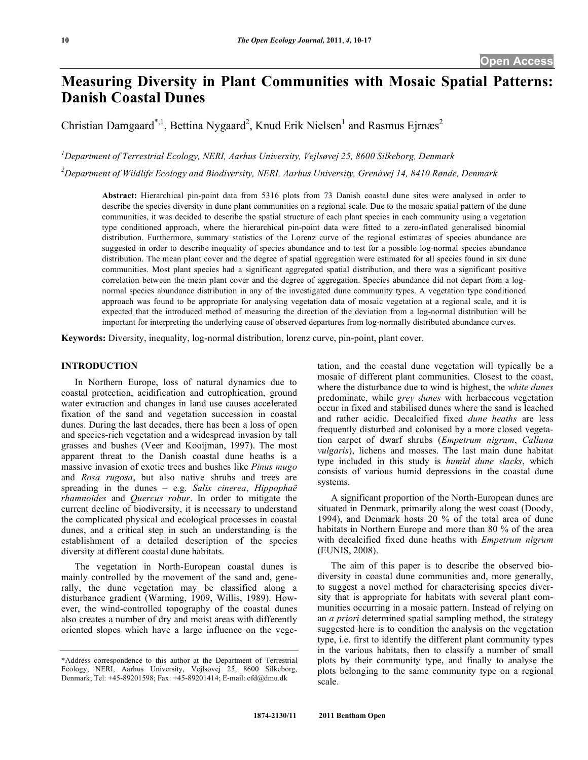Open Access

# Measuring Diversity in Plant Communities with Mosaic Spatial Patterns: Danish Coastal Dunes

Christian Damgaard[*,1], Bettina Nygaard[2], Knud Erik Nielsen[1] and Rasmus Ejrnæs[2]

[1]Department of Terrestrial Ecology, NERI, Aarhus University, Vejlsøvej 25, 8600 Silkeborg, Denmark

[2]Department of Wildlife Ecology and Biodiversity, NERI, Aarhus University, Grenåvej 14, 8410 Rønde, Denmark

**Abstract:** Hierarchical pin-point data from 5316 plots from 73 Danish coastal dune sites were analysed in order to describe the species diversity in dune plant communities on a regional scale. Due to the mosaic spatial pattern of the dune communities, it was decided to describe the spatial structure of each plant species in each community using a vegetation type conditioned approach, where the hierarchical pin-point data were fitted to a zero-inflated generalised binomial distribution. Furthermore, summary statistics of the Lorenz curve of the regional estimates of species abundance are suggested in order to describe inequality of species abundance and to test for a possible log-normal species abundance distribution. The mean plant cover and the degree of spatial aggregation were estimated for all species found in six dune communities. Most plant species had a significant aggregated spatial distribution, and there was a significant positive correlation between the mean plant cover and the degree of aggregation. Species abundance did not depart from a log-normal species abundance distribution in any of the investigated dune community types. A vegetation type conditioned approach was found to be appropriate for analysing vegetation data of mosaic vegetation at a regional scale, and it is expected that the introduced method of measuring the direction of the deviation from a log-normal distribution will be important for interpreting the underlying cause of observed departures from log-normally distributed abundance curves.

**Keywords:** Diversity, inequality, log-normal distribution, lorenz curve, pin-point, plant cover.

## INTRODUCTION

In Northern Europe, loss of natural dynamics due to coastal protection, acidification and eutrophication, ground water extraction and changes in land use causes accelerated fixation of the sand and vegetation succession in coastal dunes. During the last decades, there has been a loss of open and species-rich vegetation and a widespread invasion by tall grasses and bushes (Veer and Kooijman, 1997). The most apparent threat to the Danish coastal dune heaths is a massive invasion of exotic trees and bushes like *Pinus mugo* and *Rosa rugosa*, but also native shrubs and trees are spreading in the dunes – e.g. *Salix cinerea*, *Hippophaë rhamnoides* and *Quercus robur*. In order to mitigate the current decline of biodiversity, it is necessary to understand the complicated physical and ecological processes in coastal dunes, and a critical step in such an understanding is the establishment of a detailed description of the species diversity at different coastal dune habitats.

The vegetation in North-European coastal dunes is mainly controlled by the movement of the sand and, generally, the dune vegetation may be classified along a disturbance gradient (Warming, 1909, Willis, 1989). However, the wind-controlled topography of the coastal dunes also creates a number of dry and moist areas with differently oriented slopes which have a large influence on the vegetation, and the coastal dune vegetation will typically be a mosaic of different plant communities. Closest to the coast, where the disturbance due to wind is highest, the *white dunes* predominate, while *grey dunes* with herbaceous vegetation occur in fixed and stabilised dunes where the sand is leached and rather acidic. Decalcified fixed *dune heaths* are less frequently disturbed and colonised by a more closed vegetation carpet of dwarf shrubs (*Empetrum nigrum*, *Calluna vulgaris*), lichens and mosses. The last main dune habitat type included in this study is *humid dune slacks*, which consists of various humid depressions in the coastal dune systems.

A significant proportion of the North-European dunes are situated in Denmark, primarily along the west coast (Doody, 1994), and Denmark hosts 20 % of the total area of dune habitats in Northern Europe and more than 80 % of the area with decalcified fixed dune heaths with *Empetrum nigrum* (EUNIS, 2008).

The aim of this paper is to describe the observed biodiversity in coastal dune communities and, more generally, to suggest a novel method for characterising species diversity that is appropriate for habitats with several plant communities occurring in a mosaic pattern. Instead of relying on an *a priori* determined spatial sampling method, the strategy suggested here is to condition the analysis on the vegetation type, i.e. first to identify the different plant community types in the various habitats, then to classify a number of small plots by their community type, and finally to analyse the plots belonging to the same community type on a regional scale.

*Address correspondence to this author at the Department of Terrestrial Ecology, NERI, Aarhus University, Vejlsøvej 25, 8600 Silkeborg, Denmark; Tel: +45-89201598; Fax: +45-89201414; E-mail: cfd@dmu.dk

1874-2130/11 2011 Bentham Open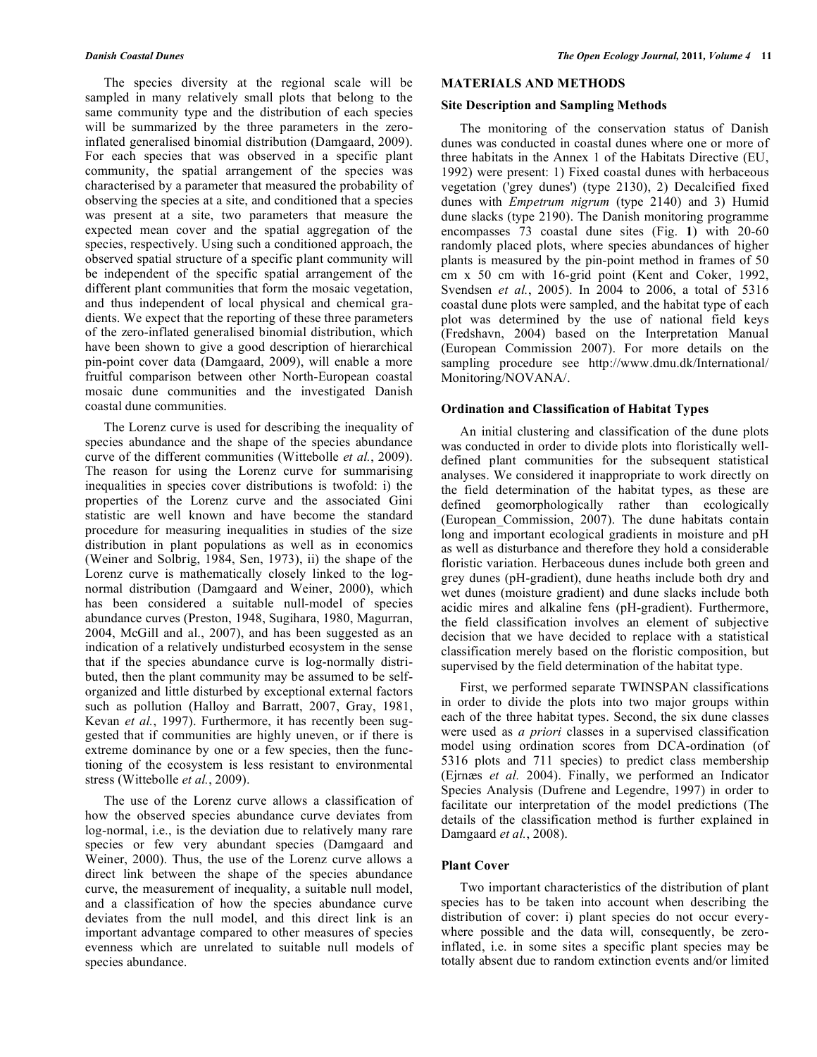The species diversity at the regional scale will be sampled in many relatively small plots that belong to the same community type and the distribution of each species will be summarized by the three parameters in the zero-inflated generalised binomial distribution (Damgaard, 2009). For each species that was observed in a specific plant community, the spatial arrangement of the species was characterised by a parameter that measured the probability of observing the species at a site, and conditioned that a species was present at a site, two parameters that measure the expected mean cover and the spatial aggregation of the species, respectively. Using such a conditioned approach, the observed spatial structure of a specific plant community will be independent of the specific spatial arrangement of the different plant communities that form the mosaic vegetation, and thus independent of local physical and chemical gradients. We expect that the reporting of these three parameters of the zero-inflated generalised binomial distribution, which have been shown to give a good description of hierarchical pin-point cover data (Damgaard, 2009), will enable a more fruitful comparison between other North-European coastal mosaic dune communities and the investigated Danish coastal dune communities.

The Lorenz curve is used for describing the inequality of species abundance and the shape of the species abundance curve of the different communities (Wittebolle *et al.*, 2009). The reason for using the Lorenz curve for summarising inequalities in species cover distributions is twofold: i) the properties of the Lorenz curve and the associated Gini statistic are well known and have become the standard procedure for measuring inequalities in studies of the size distribution in plant populations as well as in economics (Weiner and Solbrig, 1984, Sen, 1973), ii) the shape of the Lorenz curve is mathematically closely linked to the log-normal distribution (Damgaard and Weiner, 2000), which has been considered a suitable null-model of species abundance curves (Preston, 1948, Sugihara, 1980, Magurran, 2004, McGill and al., 2007), and has been suggested as an indication of a relatively undisturbed ecosystem in the sense that if the species abundance curve is log-normally distributed, then the plant community may be assumed to be self-organized and little disturbed by exceptional external factors such as pollution (Halloy and Barratt, 2007, Gray, 1981, Kevan *et al.*, 1997). Furthermore, it has recently been suggested that if communities are highly uneven, or if there is extreme dominance by one or a few species, then the functioning of the ecosystem is less resistant to environmental stress (Wittebolle *et al.*, 2009).

The use of the Lorenz curve allows a classification of how the observed species abundance curve deviates from log-normal, i.e., is the deviation due to relatively many rare species or few very abundant species (Damgaard and Weiner, 2000). Thus, the use of the Lorenz curve allows a direct link between the shape of the species abundance curve, the measurement of inequality, a suitable null model, and a classification of how the species abundance curve deviates from the null model, and this direct link is an important advantage compared to other measures of species evenness which are unrelated to suitable null models of species abundance.

## MATERIALS AND METHODS

### Site Description and Sampling Methods

The monitoring of the conservation status of Danish dunes was conducted in coastal dunes where one or more of three habitats in the Annex 1 of the Habitats Directive (EU, 1992) were present: 1) Fixed coastal dunes with herbaceous vegetation ('grey dunes') (type 2130), 2) Decalcified fixed dunes with *Empetrum nigrum* (type 2140) and 3) Humid dune slacks (type 2190). The Danish monitoring programme encompasses 73 coastal dune sites (Fig. **1**) with 20-60 randomly placed plots, where species abundances of higher plants is measured by the pin-point method in frames of 50 cm x 50 cm with 16-grid point (Kent and Coker, 1992, Svendsen *et al.*, 2005). In 2004 to 2006, a total of 5316 coastal dune plots were sampled, and the habitat type of each plot was determined by the use of national field keys (Fredshavn, 2004) based on the Interpretation Manual (European Commission 2007). For more details on the sampling procedure see http://www.dmu.dk/International/Monitoring/NOVANA/.

### Ordination and Classification of Habitat Types

An initial clustering and classification of the dune plots was conducted in order to divide plots into floristically well-defined plant communities for the subsequent statistical analyses. We considered it inappropriate to work directly on the field determination of the habitat types, as these are defined geomorphologically rather than ecologically (European_Commission, 2007). The dune habitats contain long and important ecological gradients in moisture and pH as well as disturbance and therefore they hold a considerable floristic variation. Herbaceous dunes include both green and grey dunes (pH-gradient), dune heaths include both dry and wet dunes (moisture gradient) and dune slacks include both acidic mires and alkaline fens (pH-gradient). Furthermore, the field classification involves an element of subjective decision that we have decided to replace with a statistical classification merely based on the floristic composition, but supervised by the field determination of the habitat type.

First, we performed separate TWINSPAN classifications in order to divide the plots into two major groups within each of the three habitat types. Second, the six dune classes were used as *a priori* classes in a supervised classification model using ordination scores from DCA-ordination (of 5316 plots and 711 species) to predict class membership (Ejrnæs *et al.* 2004). Finally, we performed an Indicator Species Analysis (Dufrene and Legendre, 1997) in order to facilitate our interpretation of the model predictions (The details of the classification method is further explained in Damgaard *et al.*, 2008).

### Plant Cover

Two important characteristics of the distribution of plant species has to be taken into account when describing the distribution of cover: i) plant species do not occur everywhere possible and the data will, consequently, be zero-inflated, i.e. in some sites a specific plant species may be totally absent due to random extinction events and/or limited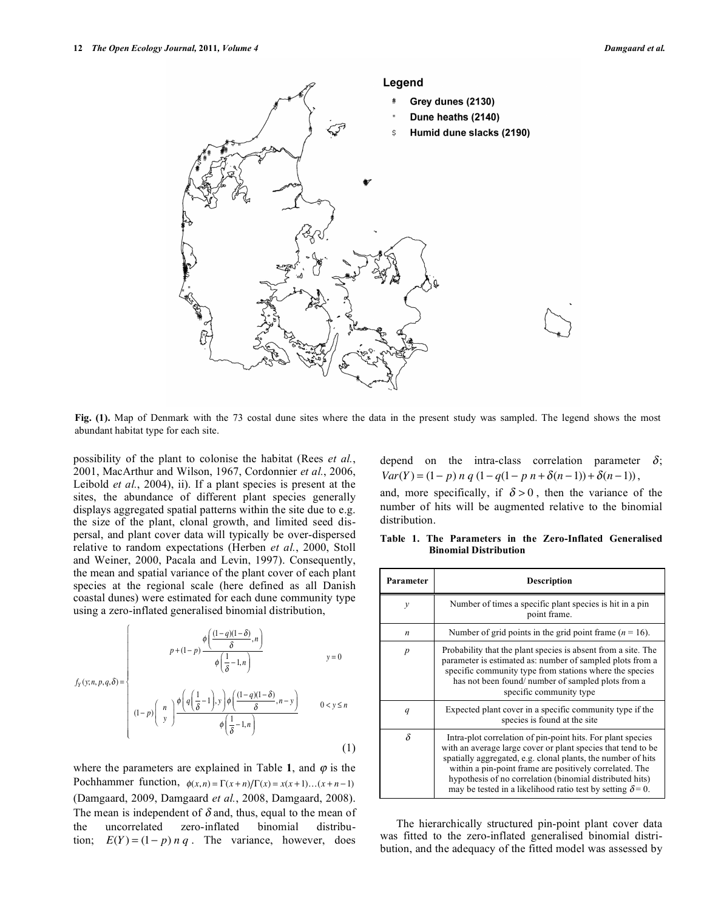Legend

- # Grey dunes (2130)
- " Dune heaths (2140)
- $ Humid dune slacks (2190)

**Fig. (1).** Map of Denmark with the 73 costal dune sites where the data in the present study was sampled. The legend shows the most abundant habitat type for each site.

possibility of the plant to colonise the habitat (Rees *et al.*, 2001, MacArthur and Wilson, 1967, Cordonnier *et al.*, 2006, Leibold *et al.*, 2004), ii). If a plant species is present at the sites, the abundance of different plant species generally displays aggregated spatial patterns within the site due to e.g. the size of the plant, clonal growth, and limited seed dispersal, and plant cover data will typically be over-dispersed relative to random expectations (Herben *et al.*, 2000, Stoll and Weiner, 2000, Pacala and Levin, 1997). Consequently, the mean and spatial variance of the plant cover of each plant species at the regional scale (here defined as all Danish coastal dunes) were estimated for each dune community type using a zero-inflated generalised binomial distribution,

$$
f_Y(y;n,p,q,\delta)=\begin{cases} p+(1-p)\dfrac{\phi\left(\frac{(1-q)(1-\delta)}{\delta},n\right)}{\phi\left(\frac{1}{\delta}-1,n\right)} & y=0 \\[2ex] (1-p)\binom{n}{y}\dfrac{\phi\left(q\left(\frac{1}{\delta}-1\right),y\right)\phi\left(\frac{(1-q)(1-\delta)}{\delta},n-y\right)}{\phi\left(\frac{1}{\delta}-1,n\right)} & 0<y\le n \end{cases} \tag{1}
$$

where the parameters are explained in Table **1**, and $\varphi$ is the Pochhammer function, $\phi(x,n)=\Gamma(x+n)/\Gamma(x)=x(x+1)\ldots(x+n-1)$ (Damgaard, 2009, Damgaard *et al.*, 2008, Damgaard, 2008). The mean is independent of $\delta$ and, thus, equal to the mean of the uncorrelated zero-inflated binomial distribution; $E(Y)=(1-p)\,n\,q$. The variance, however, does depend on the intra-class correlation parameter $\delta$; $Var(Y)=(1-p)\,n\,q\,(1-q(1-p\,n+\delta(n-1))+\delta(n-1))$, and, more specifically, if $\delta>0$, then the variance of the number of hits will be augmented relative to the binomial distribution.

**Table 1. The Parameters in the Zero-Inflated Generalised Binomial Distribution**

| Parameter | Description |
|---|---|
| $y$ | Number of times a specific plant species is hit in a pin point frame. |
| $n$ | Number of grid points in the grid point frame ($n$ = 16). |
| $p$ | Probability that the plant species is absent from a site. The parameter is estimated as: number of sampled plots from a specific community type from stations where the species has not been found/ number of sampled plots from a specific community type |
| $q$ | Expected plant cover in a specific community type if the species is found at the site |
| $\delta$ | Intra-plot correlation of pin-point hits. For plant species with an average large cover or plant species that tend to be spatially aggregated, e.g. clonal plants, the number of hits within a pin-point frame are positively correlated. The hypothesis of no correlation (binomial distributed hits) may be tested in a likelihood ratio test by setting $\delta$ = 0. |

The hierarchically structured pin-point plant cover data was fitted to the zero-inflated generalised binomial distribution, and the adequacy of the fitted model was assessed by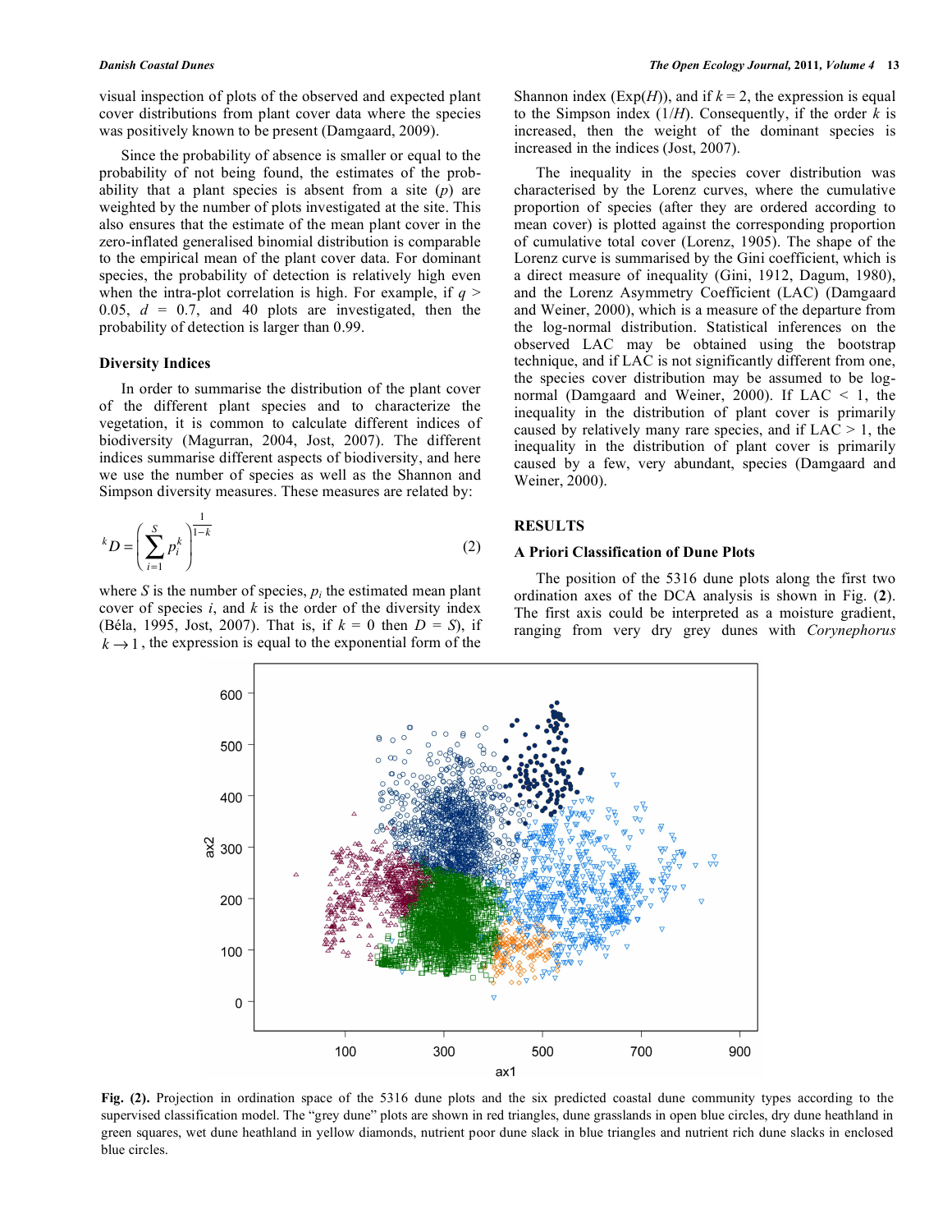visual inspection of plots of the observed and expected plant cover distributions from plant cover data where the species was positively known to be present (Damgaard, 2009).

Since the probability of absence is smaller or equal to the probability of not being found, the estimates of the probability that a plant species is absent from a site ($p$) are weighted by the number of plots investigated at the site. This also ensures that the estimate of the mean plant cover in the zero-inflated generalised binomial distribution is comparable to the empirical mean of the plant cover data. For dominant species, the probability of detection is relatively high even when the intra-plot correlation is high. For example, if $q > 0.05$, $d = 0.7$, and 40 plots are investigated, then the probability of detection is larger than 0.99.

### Diversity Indices

In order to summarise the distribution of the plant cover of the different plant species and to characterize the vegetation, it is common to calculate different indices of biodiversity (Magurran, 2004, Jost, 2007). The different indices summarise different aspects of biodiversity, and here we use the number of species as well as the Shannon and Simpson diversity measures. These measures are related by:

$$^{k}D = \left( \sum_{i=1}^{S} p_i^k \right)^{\frac{1}{1-k}} \tag{2}$$

where $S$ is the number of species, $p_i$ the estimated mean plant cover of species $i$, and $k$ is the order of the diversity index (Béla, 1995, Jost, 2007). That is, if $k = 0$ then $D = S$), if $k \to 1$, the expression is equal to the exponential form of the Shannon index (Exp($H$)), and if $k = 2$, the expression is equal to the Simpson index ($1/H$). Consequently, if the order $k$ is increased, then the weight of the dominant species is increased in the indices (Jost, 2007).

The inequality in the species cover distribution was characterised by the Lorenz curves, where the cumulative proportion of species (after they are ordered according to mean cover) is plotted against the corresponding proportion of cumulative total cover (Lorenz, 1905). The shape of the Lorenz curve is summarised by the Gini coefficient, which is a direct measure of inequality (Gini, 1912, Dagum, 1980), and the Lorenz Asymmetry Coefficient (LAC) (Damgaard and Weiner, 2000), which is a measure of the departure from the log-normal distribution. Statistical inferences on the observed LAC may be obtained using the bootstrap technique, and if LAC is not significantly different from one, the species cover distribution may be assumed to be log-normal (Damgaard and Weiner, 2000). If LAC < 1, the inequality in the distribution of plant cover is primarily caused by relatively many rare species, and if LAC > 1, the inequality in the distribution of plant cover is primarily caused by a few, very abundant, species (Damgaard and Weiner, 2000).

## RESULTS

### A Priori Classification of Dune Plots

The position of the 5316 dune plots along the first two ordination axes of the DCA analysis is shown in Fig. (**2**). The first axis could be interpreted as a moisture gradient, ranging from very dry grey dunes with *Corynephorus*

**Fig. (2).** Projection in ordination space of the 5316 dune plots and the six predicted coastal dune community types according to the supervised classification model. The "grey dune" plots are shown in red triangles, dune grasslands in open blue circles, dry dune heathland in green squares, wet dune heathland in yellow diamonds, nutrient poor dune slack in blue triangles and nutrient rich dune slacks in enclosed blue circles.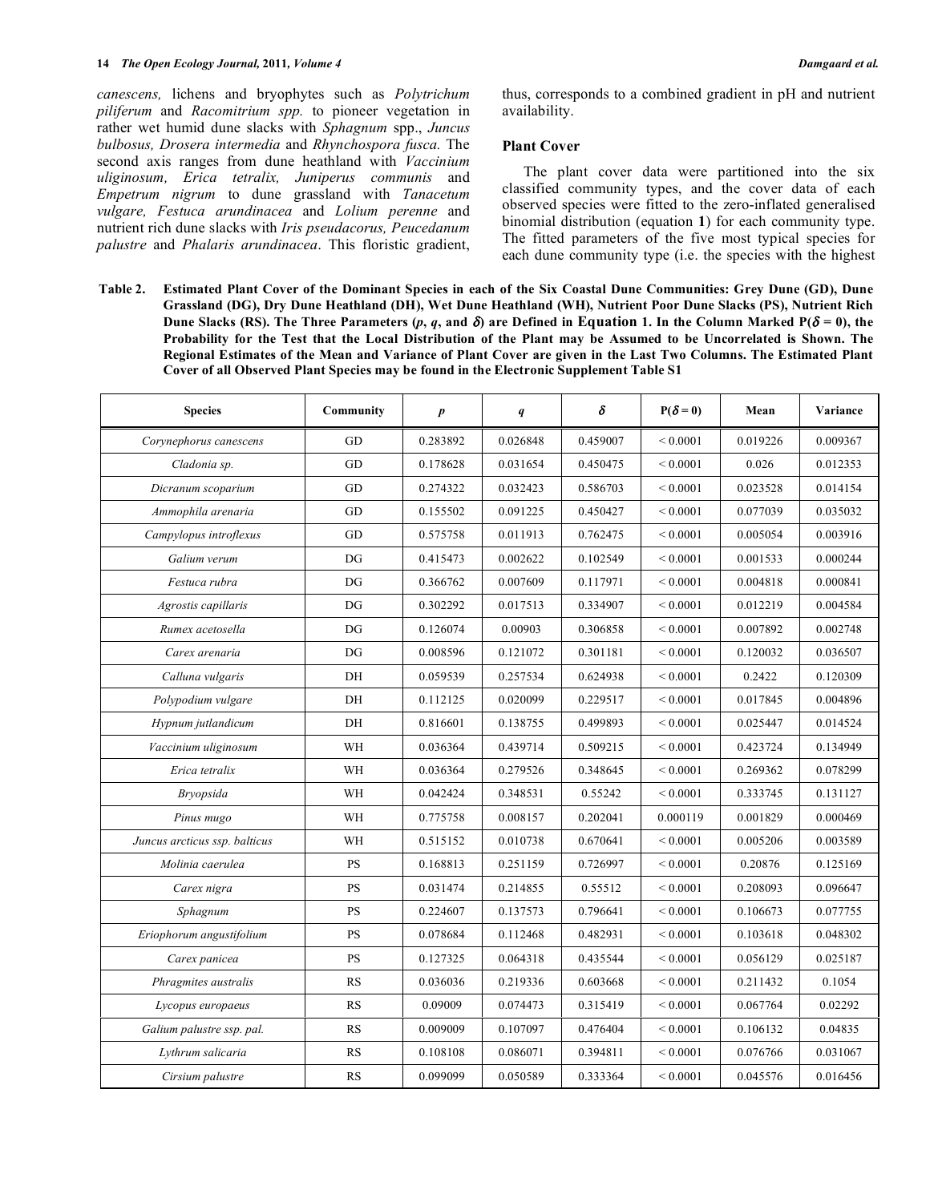*canescens,* lichens and bryophytes such as *Polytrichum piliferum* and *Racomitrium spp.* to pioneer vegetation in rather wet humid dune slacks with *Sphagnum* spp., *Juncus bulbosus, Drosera intermedia* and *Rhynchospora fusca.* The second axis ranges from dune heathland with *Vaccinium uliginosum, Erica tetralix, Juniperus communis* and *Empetrum nigrum* to dune grassland with *Tanacetum vulgare, Festuca arundinacea* and *Lolium perenne* and nutrient rich dune slacks with *Iris pseudacorus, Peucedanum palustre* and *Phalaris arundinacea*. This floristic gradient, thus, corresponds to a combined gradient in pH and nutrient availability.

### Plant Cover

The plant cover data were partitioned into the six classified community types, and the cover data of each observed species were fitted to the zero-inflated generalised binomial distribution (equation **1**) for each community type. The fitted parameters of the five most typical species for each dune community type (i.e. the species with the highest

**Table 2. Estimated Plant Cover of the Dominant Species in each of the Six Coastal Dune Communities: Grey Dune (GD), Dune Grassland (DG), Dry Dune Heathland (DH), Wet Dune Heathland (WH), Nutrient Poor Dune Slacks (PS), Nutrient Rich Dune Slacks (RS). The Three Parameters ($p$, $q$, and $\delta$) are Defined in Equation 1. In the Column Marked $P(\delta = 0)$, the Probability for the Test that the Local Distribution of the Plant may be Assumed to be Uncorrelated is Shown. The Regional Estimates of the Mean and Variance of Plant Cover are given in the Last Two Columns. The Estimated Plant Cover of all Observed Plant Species may be found in the Electronic Supplement Table S1**

| Species | Community | $p$ | $q$ | $\delta$ | $P(\delta = 0)$ | Mean | Variance |
|---|---|---|---|---|---|---|---|
| *Corynephorus canescens* | GD | 0.283892 | 0.026848 | 0.459007 | < 0.0001 | 0.019226 | 0.009367 |
| *Cladonia sp.* | GD | 0.178628 | 0.031654 | 0.450475 | < 0.0001 | 0.026 | 0.012353 |
| *Dicranum scoparium* | GD | 0.274322 | 0.032423 | 0.586703 | < 0.0001 | 0.023528 | 0.014154 |
| *Ammophila arenaria* | GD | 0.155502 | 0.091225 | 0.450427 | < 0.0001 | 0.077039 | 0.035032 |
| *Campylopus introflexus* | GD | 0.575758 | 0.011913 | 0.762475 | < 0.0001 | 0.005054 | 0.003916 |
| *Galium verum* | DG | 0.415473 | 0.002622 | 0.102549 | < 0.0001 | 0.001533 | 0.000244 |
| *Festuca rubra* | DG | 0.366762 | 0.007609 | 0.117971 | < 0.0001 | 0.004818 | 0.000841 |
| *Agrostis capillaris* | DG | 0.302292 | 0.017513 | 0.334907 | < 0.0001 | 0.012219 | 0.004584 |
| *Rumex acetosella* | DG | 0.126074 | 0.00903 | 0.306858 | < 0.0001 | 0.007892 | 0.002748 |
| *Carex arenaria* | DG | 0.008596 | 0.121072 | 0.301181 | < 0.0001 | 0.120032 | 0.036507 |
| *Calluna vulgaris* | DH | 0.059539 | 0.257534 | 0.624938 | < 0.0001 | 0.2422 | 0.120309 |
| *Polypodium vulgare* | DH | 0.112125 | 0.020099 | 0.229517 | < 0.0001 | 0.017845 | 0.004896 |
| *Hypnum jutlandicum* | DH | 0.816601 | 0.138755 | 0.499893 | < 0.0001 | 0.025447 | 0.014524 |
| *Vaccinium uliginosum* | WH | 0.036364 | 0.439714 | 0.509215 | < 0.0001 | 0.423724 | 0.134949 |
| *Erica tetralix* | WH | 0.036364 | 0.279526 | 0.348645 | < 0.0001 | 0.269362 | 0.078299 |
| *Bryopsida* | WH | 0.042424 | 0.348531 | 0.55242 | < 0.0001 | 0.333745 | 0.131127 |
| *Pinus mugo* | WH | 0.775758 | 0.008157 | 0.202041 | 0.000119 | 0.001829 | 0.000469 |
| *Juncus arcticus ssp. balticus* | WH | 0.515152 | 0.010738 | 0.670641 | < 0.0001 | 0.005206 | 0.003589 |
| *Molinia caerulea* | PS | 0.168813 | 0.251159 | 0.726997 | < 0.0001 | 0.20876 | 0.125169 |
| *Carex nigra* | PS | 0.031474 | 0.214855 | 0.55512 | < 0.0001 | 0.208093 | 0.096647 |
| *Sphagnum* | PS | 0.224607 | 0.137573 | 0.796641 | < 0.0001 | 0.106673 | 0.077755 |
| *Eriophorum angustifolium* | PS | 0.078684 | 0.112468 | 0.482931 | < 0.0001 | 0.103618 | 0.048302 |
| *Carex panicea* | PS | 0.127325 | 0.064318 | 0.435544 | < 0.0001 | 0.056129 | 0.025187 |
| *Phragmites australis* | RS | 0.036036 | 0.219336 | 0.603668 | < 0.0001 | 0.211432 | 0.1054 |
| *Lycopus europaeus* | RS | 0.09009 | 0.074473 | 0.315419 | < 0.0001 | 0.067764 | 0.02292 |
| *Galium palustre ssp. pal.* | RS | 0.009009 | 0.107097 | 0.476404 | < 0.0001 | 0.106132 | 0.04835 |
| *Lythrum salicaria* | RS | 0.108108 | 0.086071 | 0.394811 | < 0.0001 | 0.076766 | 0.031067 |
| *Cirsium palustre* | RS | 0.099099 | 0.050589 | 0.333364 | < 0.0001 | 0.045576 | 0.016456 |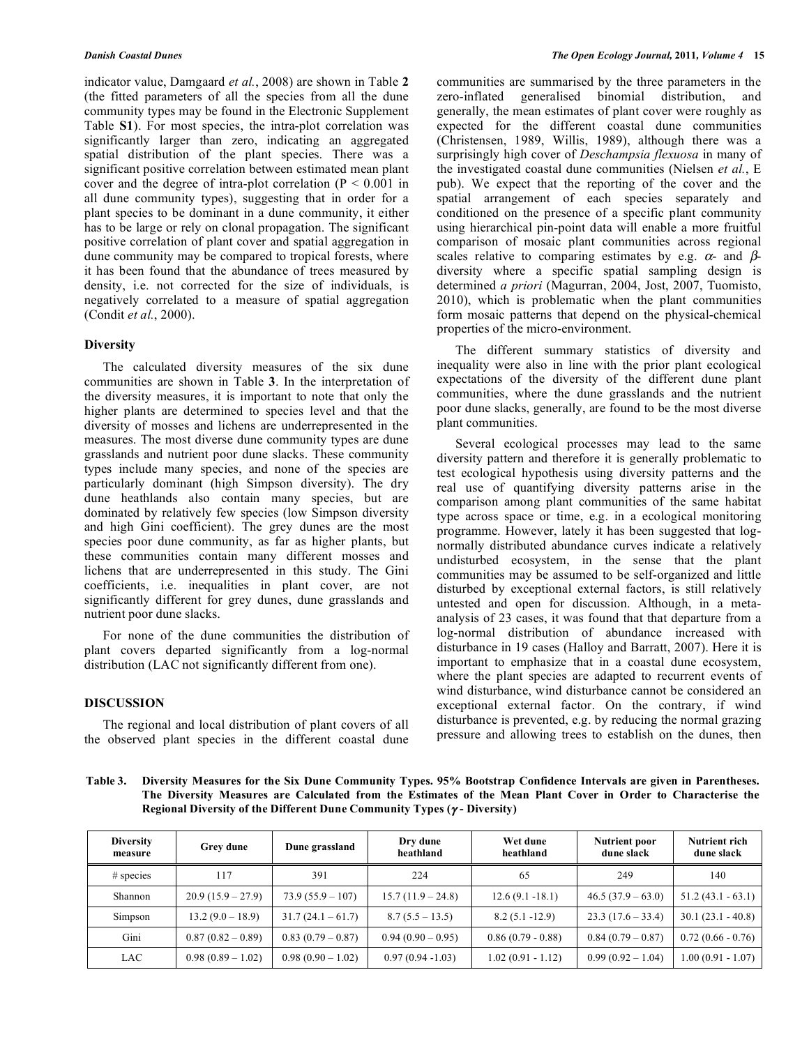indicator value, Damgaard *et al.*, 2008) are shown in Table **2** (the fitted parameters of all the species from all the dune community types may be found in the Electronic Supplement Table **S1**). For most species, the intra-plot correlation was significantly larger than zero, indicating an aggregated spatial distribution of the plant species. There was a significant positive correlation between estimated mean plant cover and the degree of intra-plot correlation ($P < 0.001$ in all dune community types), suggesting that in order for a plant species to be dominant in a dune community, it either has to be large or rely on clonal propagation. The significant positive correlation of plant cover and spatial aggregation in dune community may be compared to tropical forests, where it has been found that the abundance of trees measured by density, i.e. not corrected for the size of individuals, is negatively correlated to a measure of spatial aggregation (Condit *et al.*, 2000).

### Diversity

The calculated diversity measures of the six dune communities are shown in Table **3**. In the interpretation of the diversity measures, it is important to note that only the higher plants are determined to species level and that the diversity of mosses and lichens are underrepresented in the measures. The most diverse dune community types are dune grasslands and nutrient poor dune slacks. These community types include many species, and none of the species are particularly dominant (high Simpson diversity). The dry dune heathlands also contain many species, but are dominated by relatively few species (low Simpson diversity and high Gini coefficient). The grey dunes are the most species poor dune community, as far as higher plants, but these communities contain many different mosses and lichens that are underrepresented in this study. The Gini coefficients, i.e. inequalities in plant cover, are not significantly different for grey dunes, dune grasslands and nutrient poor dune slacks.

For none of the dune communities the distribution of plant covers departed significantly from a log-normal distribution (LAC not significantly different from one).

## DISCUSSION

The regional and local distribution of plant covers of all the observed plant species in the different coastal dune communities are summarised by the three parameters in the zero-inflated generalised binomial distribution, and generally, the mean estimates of plant cover were roughly as expected for the different coastal dune communities (Christensen, 1989, Willis, 1989), although there was a surprisingly high cover of *Deschampsia flexuosa* in many of the investigated coastal dune communities (Nielsen *et al.*, E pub). We expect that the reporting of the cover and the spatial arrangement of each species separately and conditioned on the presence of a specific plant community using hierarchical pin-point data will enable a more fruitful comparison of mosaic plant communities across regional scales relative to comparing estimates by e.g. $\alpha$- and $\beta$-diversity where a specific spatial sampling design is determined *a priori* (Magurran, 2004, Jost, 2007, Tuomisto, 2010), which is problematic when the plant communities form mosaic patterns that depend on the physical-chemical properties of the micro-environment.

The different summary statistics of diversity and inequality were also in line with the prior plant ecological expectations of the diversity of the different dune plant communities, where the dune grasslands and the nutrient poor dune slacks, generally, are found to be the most diverse plant communities.

Several ecological processes may lead to the same diversity pattern and therefore it is generally problematic to test ecological hypothesis using diversity patterns and the real use of quantifying diversity patterns arise in the comparison among plant communities of the same habitat type across space or time, e.g. in a ecological monitoring programme. However, lately it has been suggested that log-normally distributed abundance curves indicate a relatively undisturbed ecosystem, in the sense that the plant communities may be assumed to be self-organized and little disturbed by exceptional external factors, is still relatively untested and open for discussion. Although, in a meta-analysis of 23 cases, it was found that that departure from a log-normal distribution of abundance increased with disturbance in 19 cases (Halloy and Barratt, 2007). Here it is important to emphasize that in a coastal dune ecosystem, where the plant species are adapted to recurrent events of wind disturbance, wind disturbance cannot be considered an exceptional external factor. On the contrary, if wind disturbance is prevented, e.g. by reducing the normal grazing pressure and allowing trees to establish on the dunes, then

**Table 3. Diversity Measures for the Six Dune Community Types. 95% Bootstrap Confidence Intervals are given in Parentheses. The Diversity Measures are Calculated from the Estimates of the Mean Plant Cover in Order to Characterise the Regional Diversity of the Different Dune Community Types ($\gamma$ - Diversity)**

| Diversity measure | Grey dune | Dune grassland | Dry dune heathland | Wet dune heathland | Nutrient poor dune slack | Nutrient rich dune slack |
|---|---|---|---|---|---|---|
| # species | 117 | 391 | 224 | 65 | 249 | 140 |
| Shannon | 20.9 (15.9 – 27.9) | 73.9 (55.9 – 107) | 15.7 (11.9 – 24.8) | 12.6 (9.1 -18.1) | 46.5 (37.9 – 63.0) | 51.2 (43.1 - 63.1) |
| Simpson | 13.2 (9.0 – 18.9) | 31.7 (24.1 – 61.7) | 8.7 (5.5 – 13.5) | 8.2 (5.1 -12.9) | 23.3 (17.6 – 33.4) | 30.1 (23.1 - 40.8) |
| Gini | 0.87 (0.82 – 0.89) | 0.83 (0.79 – 0.87) | 0.94 (0.90 – 0.95) | 0.86 (0.79 - 0.88) | 0.84 (0.79 – 0.87) | 0.72 (0.66 - 0.76) |
| LAC | 0.98 (0.89 – 1.02) | 0.98 (0.90 – 1.02) | 0.97 (0.94 -1.03) | 1.02 (0.91 - 1.12) | 0.99 (0.92 – 1.04) | 1.00 (0.91 - 1.07) |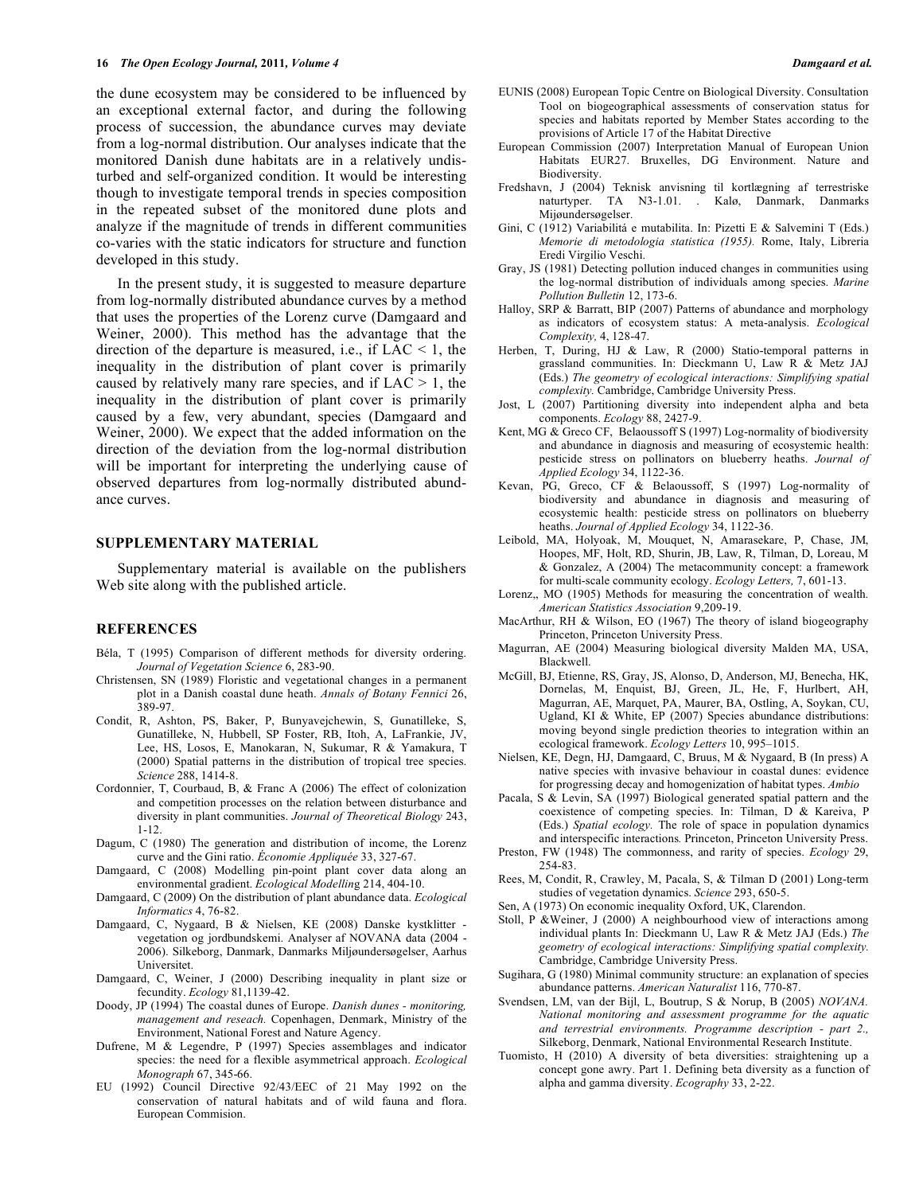the dune ecosystem may be considered to be influenced by an exceptional external factor, and during the following process of succession, the abundance curves may deviate from a log-normal distribution. Our analyses indicate that the monitored Danish dune habitats are in a relatively undisturbed and self-organized condition. It would be interesting though to investigate temporal trends in species composition in the repeated subset of the monitored dune plots and analyze if the magnitude of trends in different communities co-varies with the static indicators for structure and function developed in this study.

In the present study, it is suggested to measure departure from log-normally distributed abundance curves by a method that uses the properties of the Lorenz curve (Damgaard and Weiner, 2000). This method has the advantage that the direction of the departure is measured, i.e., if LAC < 1, the inequality in the distribution of plant cover is primarily caused by relatively many rare species, and if LAC > 1, the inequality in the distribution of plant cover is primarily caused by a few, very abundant, species (Damgaard and Weiner, 2000). We expect that the added information on the direction of the deviation from the log-normal distribution will be important for interpreting the underlying cause of observed departures from log-normally distributed abundance curves.

## SUPPLEMENTARY MATERIAL

Supplementary material is available on the publishers Web site along with the published article.

## REFERENCES

Béla, T (1995) Comparison of different methods for diversity ordering. *Journal of Vegetation Science* 6, 283-90.

Christensen, SN (1989) Floristic and vegetational changes in a permanent plot in a Danish coastal dune heath. *Annals of Botany Fennici* 26, 389-97.

Condit, R, Ashton, PS, Baker, P, Bunyavejchewin, S, Gunatilleke, S, Gunatilleke, N, Hubbell, SP Foster, RB, Itoh, A, LaFrankie, JV, Lee, HS, Losos, E, Manokaran, N, Sukumar, R & Yamakura, T (2000) Spatial patterns in the distribution of tropical tree species. *Science* 288, 1414-8.

Cordonnier, T, Courbaud, B, & Franc A (2006) The effect of colonization and competition processes on the relation between disturbance and diversity in plant communities. *Journal of Theoretical Biology* 243, 1-12.

Dagum, C (1980) The generation and distribution of income, the Lorenz curve and the Gini ratio. *Économie Appliquée* 33, 327-67.

Damgaard, C (2008) Modelling pin-point plant cover data along an environmental gradient. *Ecological Modelling* 214, 404-10.

Damgaard, C (2009) On the distribution of plant abundance data. *Ecological Informatics* 4, 76-82.

Damgaard, C, Nygaard, B & Nielsen, KE (2008) Danske kystklitter - vegetation og jordbundskemi. Analyser af NOVANA data (2004 - 2006). Silkeborg, Danmark, Danmarks Miljøundersøgelser, Aarhus Universitet.

Damgaard, C, Weiner, J (2000) Describing inequality in plant size or fecundity. *Ecology* 81,1139-42.

Doody, JP (1994) The coastal dunes of Europe. *Danish dunes - monitoring, management and reseach.* Copenhagen, Denmark, Ministry of the Environment, National Forest and Nature Agency.

Dufrene, M & Legendre, P (1997) Species assemblages and indicator species: the need for a flexible asymmetrical approach. *Ecological Monograph* 67, 345-66.

EU (1992) Council Directive 92/43/EEC of 21 May 1992 on the conservation of natural habitats and of wild fauna and flora. European Commision.

EUNIS (2008) European Topic Centre on Biological Diversity. Consultation Tool on biogeographical assessments of conservation status for species and habitats reported by Member States according to the provisions of Article 17 of the Habitat Directive

European Commission (2007) Interpretation Manual of European Union Habitats EUR27. Bruxelles, DG Environment. Nature and Biodiversity.

Fredshavn, J (2004) Teknisk anvisning til kortlægning af terrestriske naturtyper. TA N3-1.01. . Kalø, Danmark, Danmarks Mijøundersøgelser.

Gini, C (1912) Variabilitá e mutabilita. In: Pizetti E & Salvemini T (Eds.) *Memorie di metodologia statistica (1955).* Rome, Italy, Libreria Eredi Virgilio Veschi.

Gray, JS (1981) Detecting pollution induced changes in communities using the log-normal distribution of individuals among species. *Marine Pollution Bulletin* 12, 173-6.

Halloy, SRP & Barratt, BIP (2007) Patterns of abundance and morphology as indicators of ecosystem status: A meta-analysis. *Ecological Complexity,* 4, 128-47.

Herben, T, During, HJ & Law, R (2000) Statio-temporal patterns in grassland communities. In: Dieckmann U, Law R & Metz JAJ (Eds.) *The geometry of ecological interactions: Simplifying spatial complexity.* Cambridge, Cambridge University Press.

Jost, L (2007) Partitioning diversity into independent alpha and beta components. *Ecology* 88, 2427-9.

Kent, MG & Greco CF, Belaoussoff S (1997) Log-normality of biodiversity and abundance in diagnosis and measuring of ecosystemic health: pesticide stress on pollinators on blueberry heaths. *Journal of Applied Ecology* 34, 1122-36.

Kevan, PG, Greco, CF & Belaoussoff, S (1997) Log-normality of biodiversity and abundance in diagnosis and measuring of ecosystemic health: pesticide stress on pollinators on blueberry heaths. *Journal of Applied Ecology* 34, 1122-36.

Leibold, MA, Holyoak, M, Mouquet, N, Amarasekare, P, Chase, JM, Hoopes, MF, Holt, RD, Shurin, JB, Law, R, Tilman, D, Loreau, M & Gonzalez, A (2004) The metacommunity concept: a framework for multi-scale community ecology. *Ecology Letters,* 7, 601-13.

Lorenz,, MO (1905) Methods for measuring the concentration of wealth. *American Statistics Association* 9,209-19.

MacArthur, RH & Wilson, EO (1967) The theory of island biogeography Princeton, Princeton University Press.

Magurran, AE (2004) Measuring biological diversity Malden MA, USA, Blackwell.

McGill, BJ, Etienne, RS, Gray, JS, Alonso, D, Anderson, MJ, Benecha, HK, Dornelas, M, Enquist, BJ, Green, JL, He, F, Hurlbert, AH, Magurran, AE, Marquet, PA, Maurer, BA, Ostling, A, Soykan, CU, Ugland, KI & White, EP (2007) Species abundance distributions: moving beyond single prediction theories to integration within an ecological framework. *Ecology Letters* 10, 995–1015.

Nielsen, KE, Degn, HJ, Damgaard, C, Bruus, M & Nygaard, B (In press) A native species with invasive behaviour in coastal dunes: evidence for progressing decay and homogenization of habitat types. *Ambio*

Pacala, S & Levin, SA (1997) Biological generated spatial pattern and the coexistence of competing species. In: Tilman, D & Kareiva, P (Eds.) *Spatial ecology.* The role of space in population dynamics and interspecific interactions*.* Princeton, Princeton University Press.

Preston, FW (1948) The commonness, and rarity of species. *Ecology* 29, 254-83.

Rees, M, Condit, R, Crawley, M, Pacala, S, & Tilman D (2001) Long-term studies of vegetation dynamics. *Science* 293, 650-5.

Sen, A (1973) On economic inequality Oxford, UK, Clarendon.

Stoll, P &Weiner, J (2000) A neighbourhood view of interactions among individual plants In: Dieckmann U, Law R & Metz JAJ (Eds.) *The geometry of ecological interactions: Simplifying spatial complexity.* Cambridge, Cambridge University Press.

Sugihara, G (1980) Minimal community structure: an explanation of species abundance patterns. *American Naturalist* 116, 770-87.

Svendsen, LM, van der Bijl, L, Boutrup, S & Norup, B (2005) *NOVANA. National monitoring and assessment programme for the aquatic and terrestrial environments. Programme description - part 2.,* Silkeborg, Denmark, National Environmental Research Institute.

Tuomisto, H (2010) A diversity of beta diversities: straightening up a concept gone awry. Part 1. Defining beta diversity as a function of alpha and gamma diversity. *Ecography* 33, 2-22.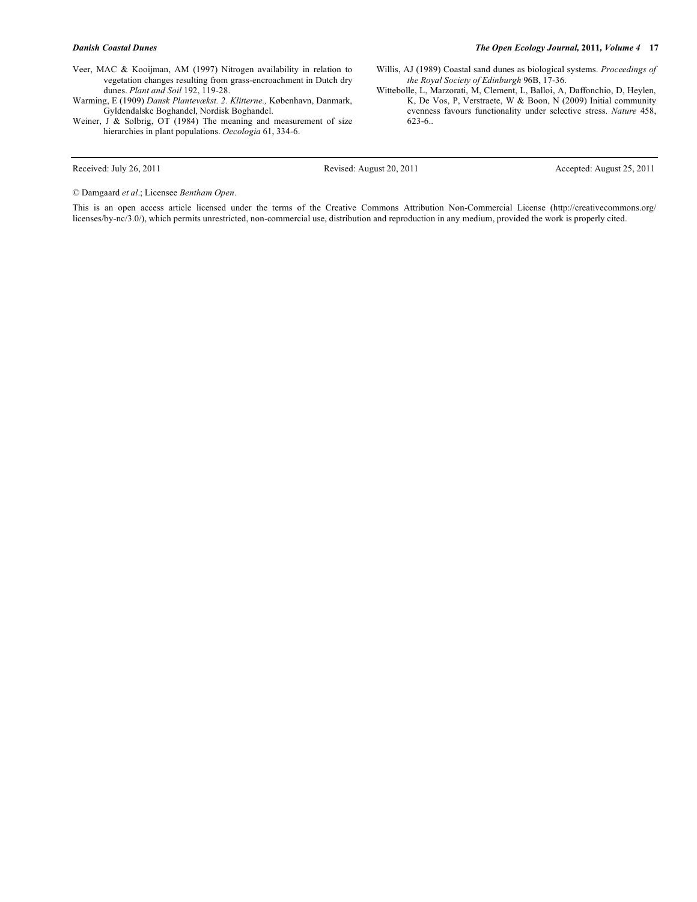Veer, MAC & Kooijman, AM (1997) Nitrogen availability in relation to vegetation changes resulting from grass-encroachment in Dutch dry dunes. *Plant and Soil* 192, 119-28.

Warming, E (1909) *Dansk Plantevækst. 2. Klitterne.,* København, Danmark, Gyldendalske Boghandel, Nordisk Boghandel.

Weiner, J & Solbrig, OT (1984) The meaning and measurement of size hierarchies in plant populations. *Oecologia* 61, 334-6.

Willis, AJ (1989) Coastal sand dunes as biological systems. *Proceedings of the Royal Society of Edinburgh* 96B, 17-36.

Wittebolle, L, Marzorati, M, Clement, L, Balloi, A, Daffonchio, D, Heylen, K, De Vos, P, Verstraete, W & Boon, N (2009) Initial community evenness favours functionality under selective stress. *Nature* 458, 623-6..

---

Received: July 26, 2011 Revised: August 20, 2011 Accepted: August 25, 2011

© Damgaard *et al*.; Licensee *Bentham Open*.

This is an open access article licensed under the terms of the Creative Commons Attribution Non-Commercial License (http://creativecommons.org/licenses/by-nc/3.0/), which permits unrestricted, non-commercial use, distribution and reproduction in any medium, provided the work is properly cited.